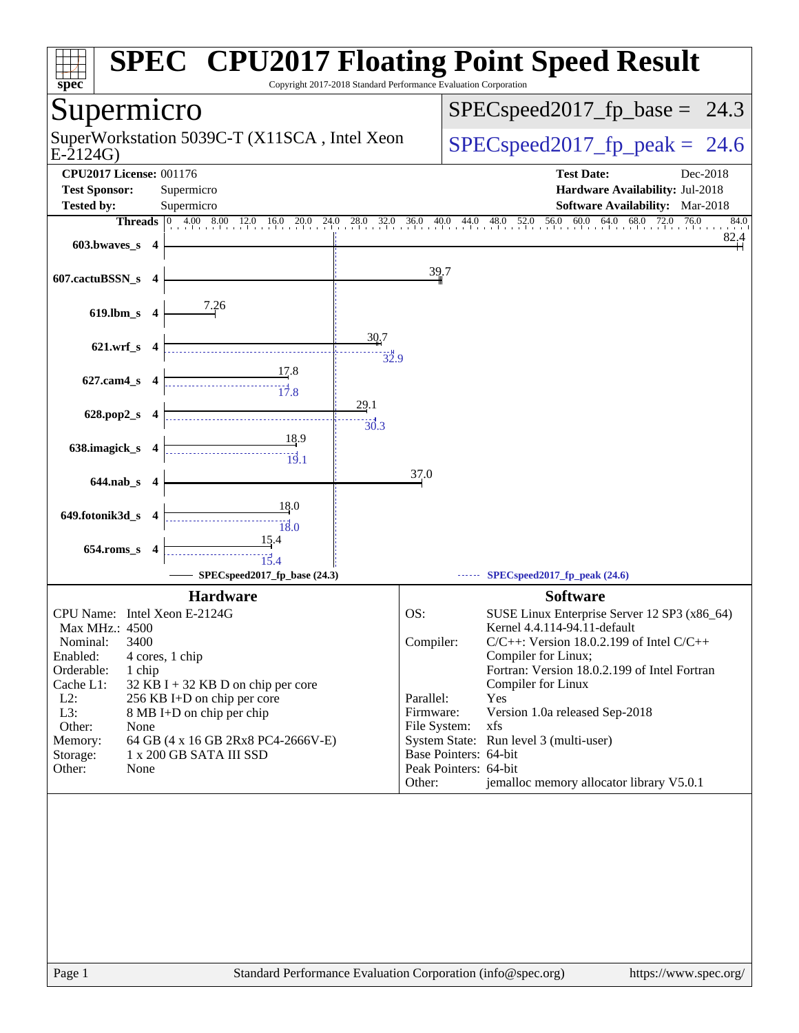# SPEC CPU2017 Floating Point Speed Result

Copyright 2017-2018 Standard Performance Evaluation Corporation

## Supermicro

SuperWorkstation 5039C-T (X11SCA , Intel Xeon E-2124G)

SPECspeed2017_fp_base = 24.3

SPECspeed2017_fp_peak = 24.6

| | | | |
|---|---|---|---|
| **CPU2017 License:** | 001176 | **Test Date:** | Dec-2018 |
| **Test Sponsor:** | Supermicro | **Hardware Availability:** | Jul-2018 |
| **Tested by:** | Supermicro | **Software Availability:** | Mar-2018 |

| Benchmark | Threads | Base | Peak |
|---|---|---|---|
| 603.bwaves_s | 4 | 82.4 | |
| 607.cactuBSSN_s | 4 | 39.7 | |
| 619.lbm_s | 4 | 7.26 | |
| 621.wrf_s | 4 | 30.7 | 32.9 |
| 627.cam4_s | 4 | 17.8 | 17.8 |
| 628.pop2_s | 4 | 29.1 | 30.3 |
| 638.imagick_s | 4 | 18.9 | 19.1 |
| 644.nab_s | 4 | 37.0 | |
| 649.fotonik3d_s | 4 | 18.0 | 18.0 |
| 654.roms_s | 4 | 15.4 | 15.4 |

SPECspeed2017_fp_base (24.3) — SPECspeed2017_fp_peak (24.6)

### Hardware

| | |
|---|---|
| CPU Name: | Intel Xeon E-2124G |
| Max MHz.: | 4500 |
| Nominal: | 3400 |
| Enabled: | 4 cores, 1 chip |
| Orderable: | 1 chip |
| Cache L1: | 32 KB I + 32 KB D on chip per core |
| L2: | 256 KB I+D on chip per core |
| L3: | 8 MB I+D on chip per chip |
| Other: | None |
| Memory: | 64 GB (4 x 16 GB 2Rx8 PC4-2666V-E) |
| Storage: | 1 x 200 GB SATA III SSD |
| Other: | None |

### Software

| | |
|---|---|
| OS: | SUSE Linux Enterprise Server 12 SP3 (x86_64) Kernel 4.4.114-94.11-default |
| Compiler: | C/C++: Version 18.0.2.199 of Intel C/C++ Compiler for Linux; Fortran: Version 18.0.2.199 of Intel Fortran Compiler for Linux |
| Parallel: | Yes |
| Firmware: | Version 1.0a released Sep-2018 |
| File System: | xfs |
| System State: | Run level 3 (multi-user) |
| Base Pointers: | 64-bit |
| Peak Pointers: | 64-bit |
| Other: | jemalloc memory allocator library V5.0.1 |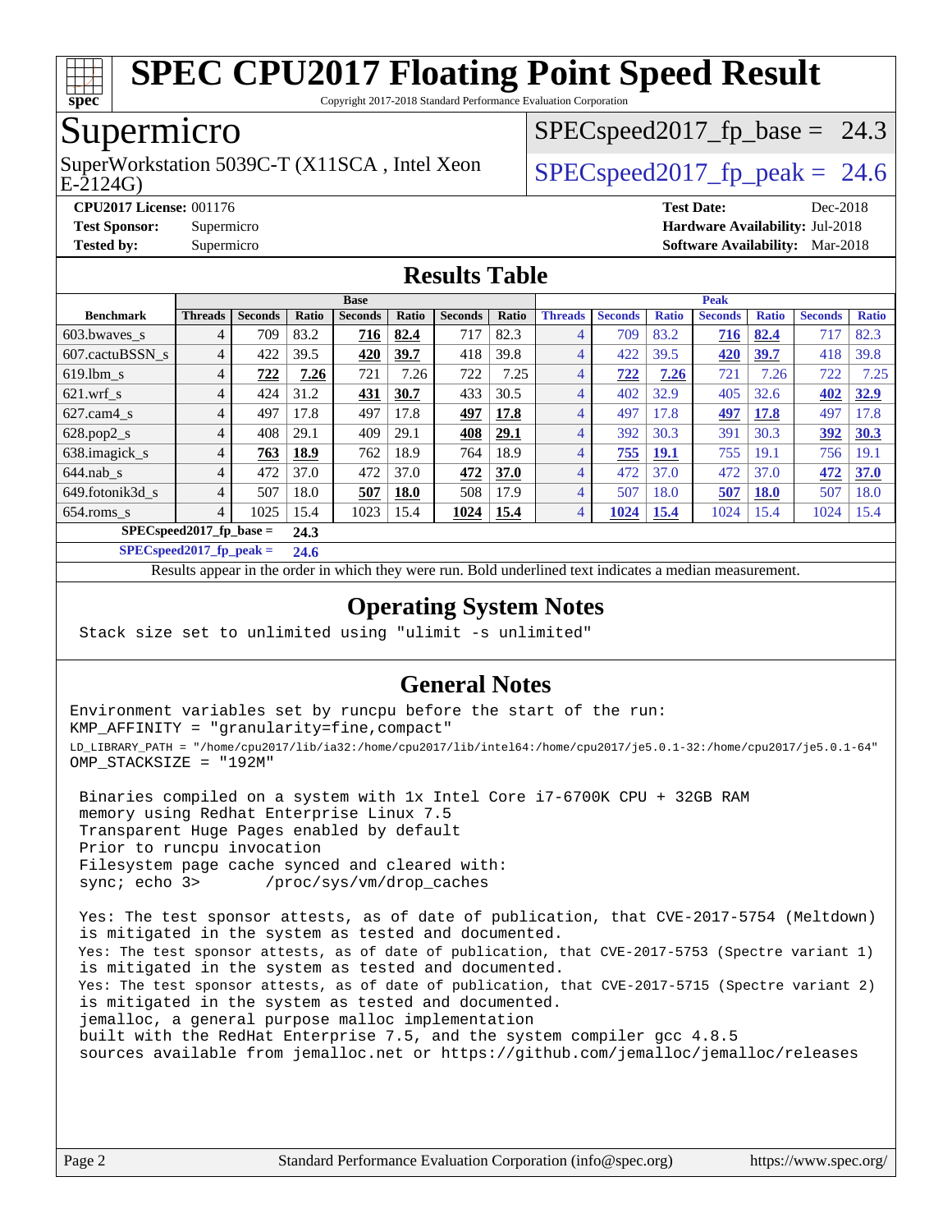# SPEC CPU2017 Floating Point Speed Result

Copyright 2017-2018 Standard Performance Evaluation Corporation

## Supermicro

SuperWorkstation 5039C-T (X11SCA , Intel Xeon E-2124G)

SPECspeed2017_fp_base = 24.3

SPECspeed2017_fp_peak = 24.6

**CPU2017 License:** 001176
**Test Sponsor:** Supermicro
**Tested by:** Supermicro

**Test Date:** Dec-2018
**Hardware Availability:** Jul-2018
**Software Availability:** Mar-2018

## Results Table

| | Base | | | | | | | Peak | | | | | | |
|---|---|---|---|---|---|---|---|---|---|---|---|---|---|---|
| **Benchmark** | **Threads** | **Seconds** | **Ratio** | **Seconds** | **Ratio** | **Seconds** | **Ratio** | **Threads** | **Seconds** | **Ratio** | **Seconds** | **Ratio** | **Seconds** | **Ratio** |
| 603.bwaves_s | 4 | 709 | 83.2 | **716** | **82.4** | 717 | 82.3 | 4 | 709 | 83.2 | **716** | **82.4** | 717 | 82.3 |
| 607.cactuBSSN_s | 4 | 422 | 39.5 | **420** | **39.7** | 418 | 39.8 | 4 | 422 | 39.5 | **420** | **39.7** | 418 | 39.8 |
| 619.lbm_s | 4 | **722** | **7.26** | 721 | 7.26 | 722 | 7.25 | 4 | **722** | **7.26** | 721 | 7.26 | 722 | 7.25 |
| 621.wrf_s | 4 | 424 | 31.2 | **431** | **30.7** | 433 | 30.5 | 4 | 402 | 32.9 | 405 | 32.6 | **402** | **32.9** |
| 627.cam4_s | 4 | 497 | 17.8 | 497 | 17.8 | **497** | **17.8** | 4 | 497 | 17.8 | **497** | **17.8** | 497 | 17.8 |
| 628.pop2_s | 4 | 408 | 29.1 | 409 | 29.1 | **408** | **29.1** | 4 | 392 | 30.3 | 391 | 30.3 | **392** | **30.3** |
| 638.imagick_s | 4 | **763** | **18.9** | 762 | 18.9 | 764 | 18.9 | 4 | **755** | **19.1** | 755 | 19.1 | 756 | 19.1 |
| 644.nab_s | 4 | 472 | 37.0 | 472 | 37.0 | **472** | **37.0** | 4 | 472 | 37.0 | 472 | 37.0 | **472** | **37.0** |
| 649.fotonik3d_s | 4 | 507 | 18.0 | **507** | **18.0** | 508 | 17.9 | 4 | 507 | 18.0 | **507** | **18.0** | 507 | 18.0 |
| 654.roms_s | 4 | 1025 | 15.4 | 1023 | 15.4 | **1024** | **15.4** | 4 | **1024** | **15.4** | 1024 | 15.4 | 1024 | 15.4 |

**SPECspeed2017_fp_base = 24.3**

**SPECspeed2017_fp_peak = 24.6**

Results appear in the order in which they were run. Bold underlined text indicates a median measurement.

## Operating System Notes

```
Stack size set to unlimited using "ulimit -s unlimited"
```

## General Notes

```
Environment variables set by runcpu before the start of the run:
KMP_AFFINITY = "granularity=fine,compact"
LD_LIBRARY_PATH = "/home/cpu2017/lib/ia32:/home/cpu2017/lib/intel64:/home/cpu2017/je5.0.1-32:/home/cpu2017/je5.0.1-64"
OMP_STACKSIZE = "192M"

 Binaries compiled on a system with 1x Intel Core i7-6700K CPU + 32GB RAM
 memory using Redhat Enterprise Linux 7.5
 Transparent Huge Pages enabled by default
 Prior to runcpu invocation
 Filesystem page cache synced and cleared with:
 sync; echo 3>       /proc/sys/vm/drop_caches

 Yes: The test sponsor attests, as of date of publication, that CVE-2017-5754 (Meltdown)
 is mitigated in the system as tested and documented.
 Yes: The test sponsor attests, as of date of publication, that CVE-2017-5753 (Spectre variant 1)
 is mitigated in the system as tested and documented.
 Yes: The test sponsor attests, as of date of publication, that CVE-2017-5715 (Spectre variant 2)
 is mitigated in the system as tested and documented.
 jemalloc, a general purpose malloc implementation
 built with the RedHat Enterprise 7.5, and the system compiler gcc 4.8.5
 sources available from jemalloc.net or https://github.com/jemalloc/jemalloc/releases
```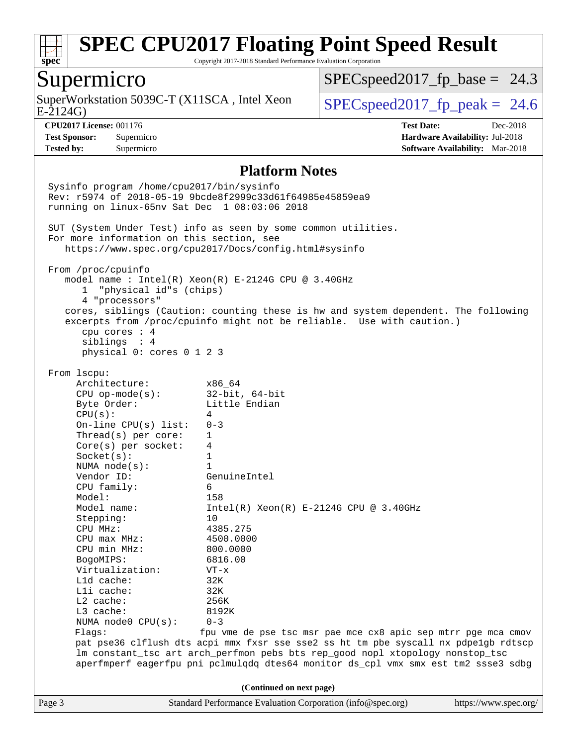## Platform Notes

```
Sysinfo program /home/cpu2017/bin/sysinfo
Rev: r5974 of 2018-05-19 9bcde8f2999c33d61f64985e45859ea9
running on linux-65nv Sat Dec  1 08:03:06 2018

SUT (System Under Test) info as seen by some common utilities.
For more information on this section, see
   https://www.spec.org/cpu2017/Docs/config.html#sysinfo

From /proc/cpuinfo
   model name : Intel(R) Xeon(R) E-2124G CPU @ 3.40GHz
      1  "physical id"s (chips)
      4 "processors"
   cores, siblings (Caution: counting these is hw and system dependent. The following
   excerpts from /proc/cpuinfo might not be reliable.  Use with caution.)
      cpu cores : 4
      siblings  : 4
      physical 0: cores 0 1 2 3

From lscpu:
     Architecture:          x86_64
     CPU op-mode(s):        32-bit, 64-bit
     Byte Order:            Little Endian
     CPU(s):                4
     On-line CPU(s) list:   0-3
     Thread(s) per core:    1
     Core(s) per socket:    4
     Socket(s):             1
     NUMA node(s):          1
     Vendor ID:             GenuineIntel
     CPU family:            6
     Model:                 158
     Model name:            Intel(R) Xeon(R) E-2124G CPU @ 3.40GHz
     Stepping:              10
     CPU MHz:               4385.275
     CPU max MHz:           4500.0000
     CPU min MHz:           800.0000
     BogoMIPS:              6816.00
     Virtualization:        VT-x
     L1d cache:             32K
     L1i cache:             32K
     L2 cache:              256K
     L3 cache:              8192K
     NUMA node0 CPU(s):     0-3
     Flags:                 fpu vme de pse tsc msr pae mce cx8 apic sep mtrr pge mca cmov
     pat pse36 clflush dts acpi mmx fxsr sse sse2 ss ht tm pbe syscall nx pdpe1gb rdtscp
     lm constant_tsc art arch_perfmon pebs bts rep_good nopl xtopology nonstop_tsc
     aperfmperf eagerfpu pni pclmulqdq dtes64 monitor ds_cpl vmx smx est tm2 ssse3 sdbg
```

(Continued on next page)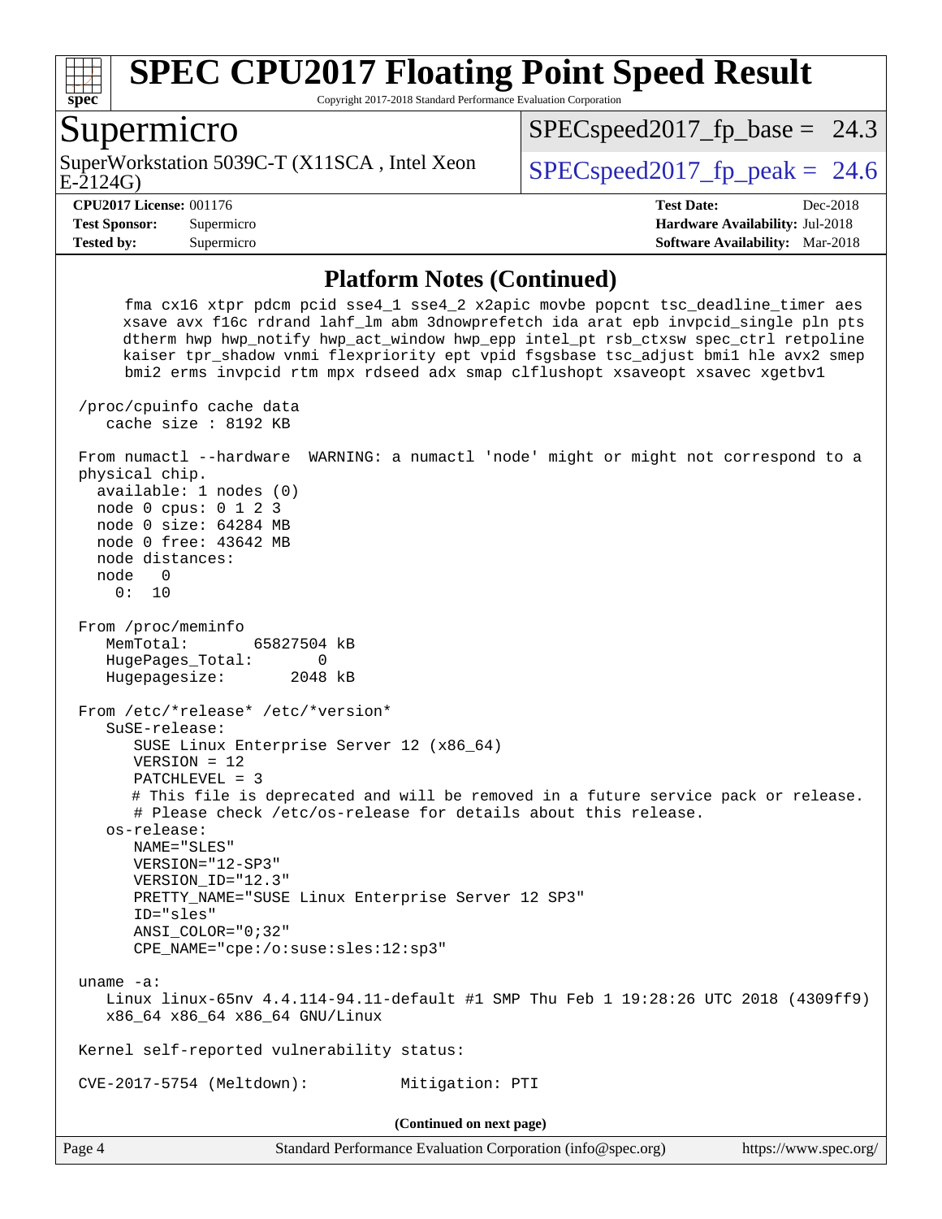## Platform Notes (Continued)

```
      fma cx16 xtpr pdcm pcid sse4_1 sse4_2 x2apic movbe popcnt tsc_deadline_timer aes
      xsave avx f16c rdrand lahf_lm abm 3dnowprefetch ida arat epb invpcid_single pln pts
      dtherm hwp hwp_notify hwp_act_window hwp_epp intel_pt rsb_ctxsw spec_ctrl retpoline
      kaiser tpr_shadow vnmi flexpriority ept vpid fsgsbase tsc_adjust bmi1 hle avx2 smep
      bmi2 erms invpcid rtm mpx rdseed adx smap clflushopt xsaveopt xsavec xgetbv1

 /proc/cpuinfo cache data
    cache size : 8192 KB

 From numactl --hardware  WARNING: a numactl 'node' might or might not correspond to a
 physical chip.
   available: 1 nodes (0)
   node 0 cpus: 0 1 2 3
   node 0 size: 64284 MB
   node 0 free: 43642 MB
   node distances:
   node   0
     0:  10

 From /proc/meminfo
    MemTotal:       65827504 kB
    HugePages_Total:       0
    Hugepagesize:       2048 kB

 From /etc/*release* /etc/*version*
    SuSE-release:
       SUSE Linux Enterprise Server 12 (x86_64)
       VERSION = 12
       PATCHLEVEL = 3
       # This file is deprecated and will be removed in a future service pack or release.
       # Please check /etc/os-release for details about this release.
    os-release:
       NAME="SLES"
       VERSION="12-SP3"
       VERSION_ID="12.3"
       PRETTY_NAME="SUSE Linux Enterprise Server 12 SP3"
       ID="sles"
       ANSI_COLOR="0;32"
       CPE_NAME="cpe:/o:suse:sles:12:sp3"

 uname -a:
    Linux linux-65nv 4.4.114-94.11-default #1 SMP Thu Feb 1 19:28:26 UTC 2018 (4309ff9)
    x86_64 x86_64 x86_64 GNU/Linux

 Kernel self-reported vulnerability status:

 CVE-2017-5754 (Meltdown):          Mitigation: PTI
```

(Continued on next page)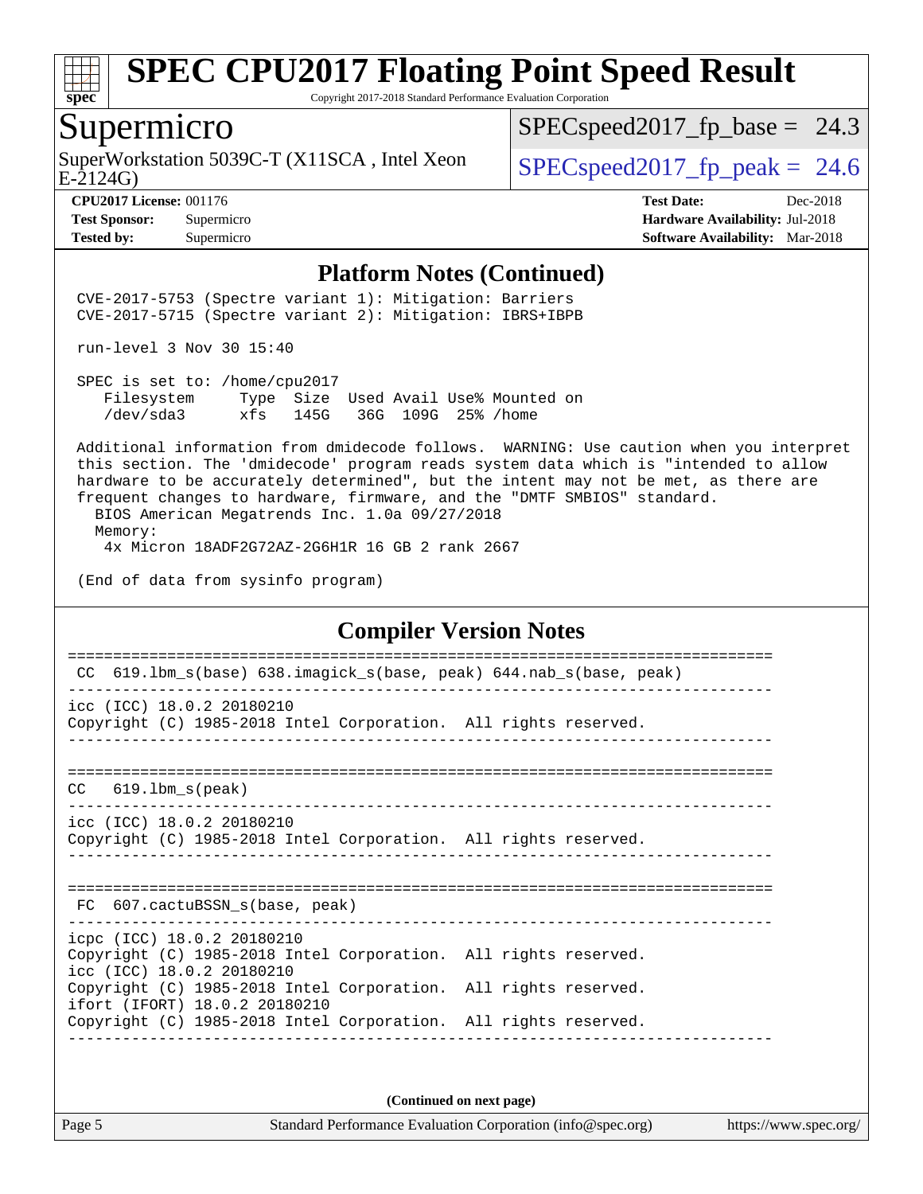# SPEC CPU2017 Floating Point Speed Result

Copyright 2017-2018 Standard Performance Evaluation Corporation

## Supermicro

SuperWorkstation 5039C-T (X11SCA , Intel Xeon E-2124G)

SPECspeed2017_fp_base = 24.3

SPECspeed2017_fp_peak = 24.6

**CPU2017 License:** 001176
**Test Sponsor:** Supermicro
**Tested by:** Supermicro

**Test Date:** Dec-2018
**Hardware Availability:** Jul-2018
**Software Availability:** Mar-2018

### Platform Notes (Continued)

```
CVE-2017-5753 (Spectre variant 1): Mitigation: Barriers
CVE-2017-5715 (Spectre variant 2): Mitigation: IBRS+IBPB

run-level 3 Nov 30 15:40

SPEC is set to: /home/cpu2017
   Filesystem     Type  Size  Used Avail Use% Mounted on
   /dev/sda3      xfs   145G   36G  109G  25% /home

Additional information from dmidecode follows.  WARNING: Use caution when you interpret
this section. The 'dmidecode' program reads system data which is "intended to allow
hardware to be accurately determined", but the intent may not be met, as there are
frequent changes to hardware, firmware, and the "DMTF SMBIOS" standard.
  BIOS American Megatrends Inc. 1.0a 09/27/2018
  Memory:
    4x Micron 18ADF2G72AZ-2G6H1R 16 GB 2 rank 2667

(End of data from sysinfo program)
```

### Compiler Version Notes

```
==============================================================================
 CC  619.lbm_s(base) 638.imagick_s(base, peak) 644.nab_s(base, peak)
------------------------------------------------------------------------------
icc (ICC) 18.0.2 20180210
Copyright (C) 1985-2018 Intel Corporation.  All rights reserved.
------------------------------------------------------------------------------

==============================================================================
CC   619.lbm_s(peak)
------------------------------------------------------------------------------
icc (ICC) 18.0.2 20180210
Copyright (C) 1985-2018 Intel Corporation.  All rights reserved.
------------------------------------------------------------------------------

==============================================================================
 FC  607.cactuBSSN_s(base, peak)
------------------------------------------------------------------------------
icpc (ICC) 18.0.2 20180210
Copyright (C) 1985-2018 Intel Corporation.  All rights reserved.
icc (ICC) 18.0.2 20180210
Copyright (C) 1985-2018 Intel Corporation.  All rights reserved.
ifort (IFORT) 18.0.2 20180210
Copyright (C) 1985-2018 Intel Corporation.  All rights reserved.
------------------------------------------------------------------------------
```

**(Continued on next page)**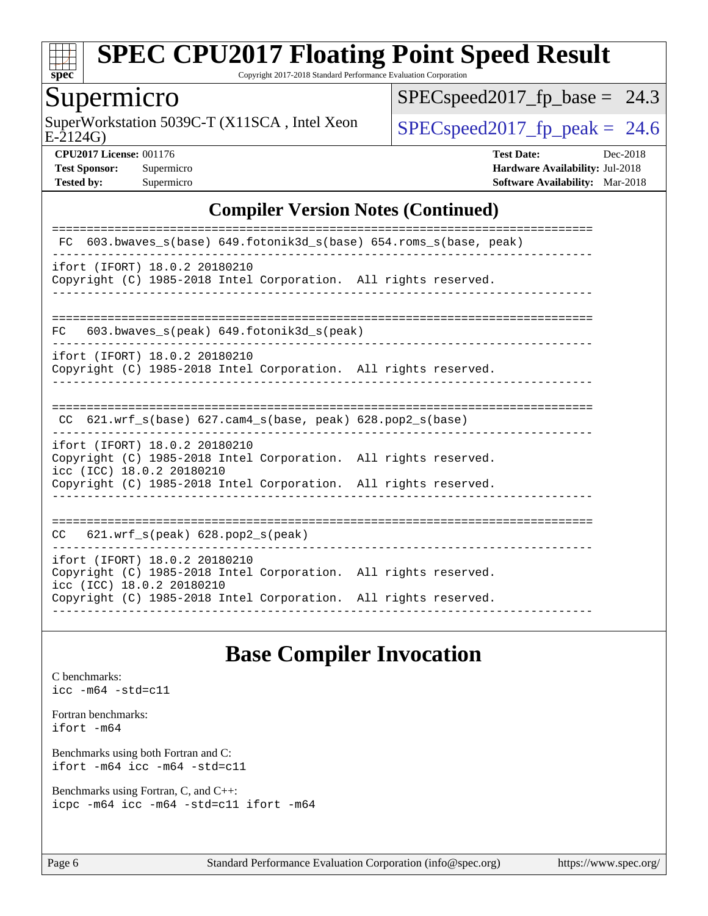## Compiler Version Notes (Continued)

```
==============================================================================
 FC  603.bwaves_s(base) 649.fotonik3d_s(base) 654.roms_s(base, peak)
------------------------------------------------------------------------------
ifort (IFORT) 18.0.2 20180210
Copyright (C) 1985-2018 Intel Corporation.  All rights reserved.
------------------------------------------------------------------------------

==============================================================================
FC   603.bwaves_s(peak) 649.fotonik3d_s(peak)
------------------------------------------------------------------------------
ifort (IFORT) 18.0.2 20180210
Copyright (C) 1985-2018 Intel Corporation.  All rights reserved.
------------------------------------------------------------------------------

==============================================================================
 CC  621.wrf_s(base) 627.cam4_s(base, peak) 628.pop2_s(base)
------------------------------------------------------------------------------
ifort (IFORT) 18.0.2 20180210
Copyright (C) 1985-2018 Intel Corporation.  All rights reserved.
icc (ICC) 18.0.2 20180210
Copyright (C) 1985-2018 Intel Corporation.  All rights reserved.
------------------------------------------------------------------------------

==============================================================================
CC   621.wrf_s(peak) 628.pop2_s(peak)
------------------------------------------------------------------------------
ifort (IFORT) 18.0.2 20180210
Copyright (C) 1985-2018 Intel Corporation.  All rights reserved.
icc (ICC) 18.0.2 20180210
Copyright (C) 1985-2018 Intel Corporation.  All rights reserved.
------------------------------------------------------------------------------
```

## Base Compiler Invocation

C benchmarks:
`icc -m64 -std=c11`

Fortran benchmarks:
`ifort -m64`

Benchmarks using both Fortran and C:
`ifort -m64 icc -m64 -std=c11`

Benchmarks using Fortran, C, and C++:
`icpc -m64 icc -m64 -std=c11 ifort -m64`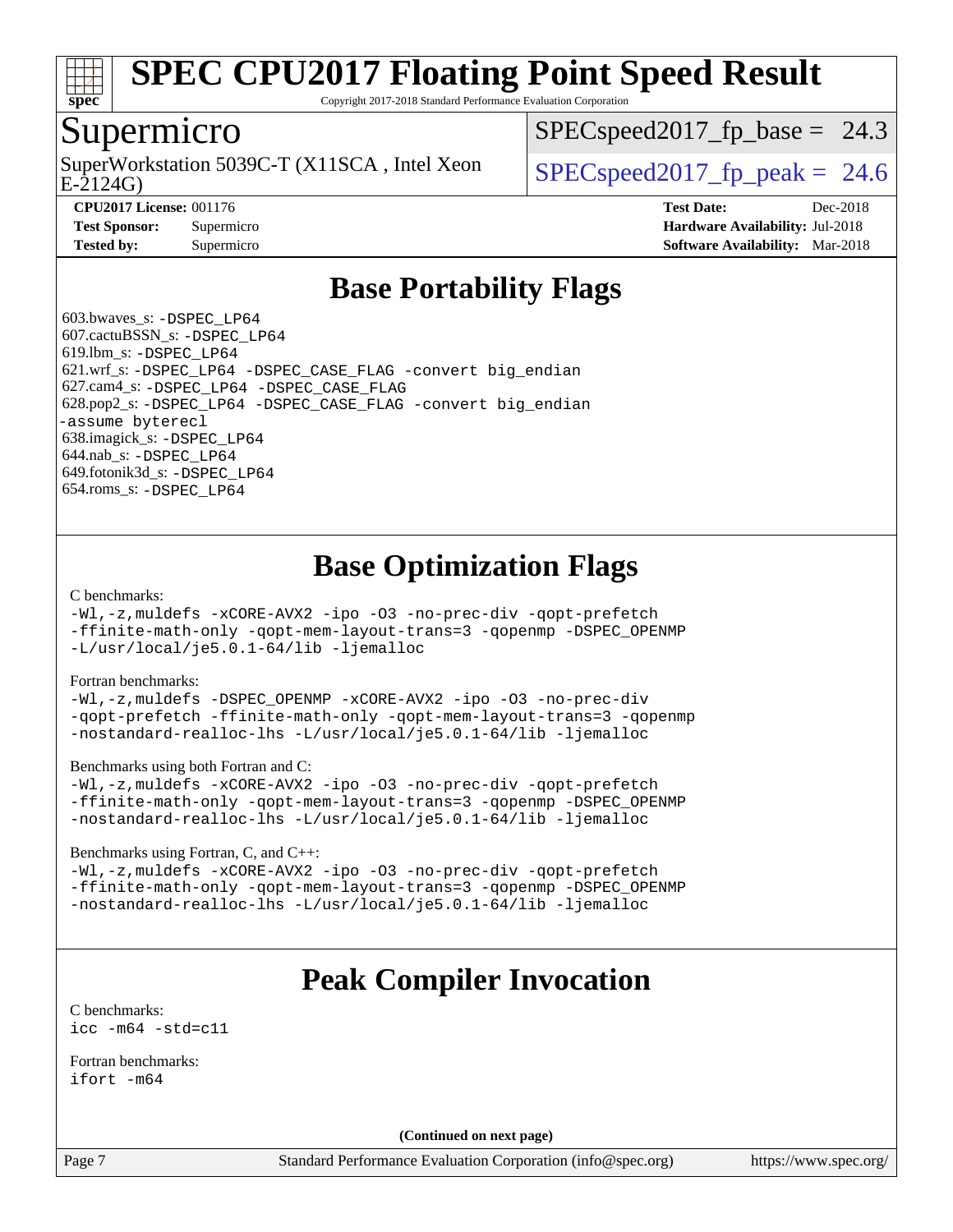# SPEC CPU2017 Floating Point Speed Result

Copyright 2017-2018 Standard Performance Evaluation Corporation

## Supermicro

SuperWorkstation 5039C-T (X11SCA , Intel Xeon E-2124G)

SPECspeed2017_fp_base = 24.3

SPECspeed2017_fp_peak = 24.6

**CPU2017 License:** 001176
**Test Sponsor:** Supermicro
**Tested by:** Supermicro

**Test Date:** Dec-2018
**Hardware Availability:** Jul-2018
**Software Availability:** Mar-2018

## Base Portability Flags

603.bwaves_s: `-DSPEC_LP64`
607.cactuBSSN_s: `-DSPEC_LP64`
619.lbm_s: `-DSPEC_LP64`
621.wrf_s: `-DSPEC_LP64 -DSPEC_CASE_FLAG -convert big_endian`
627.cam4_s: `-DSPEC_LP64 -DSPEC_CASE_FLAG`
628.pop2_s: `-DSPEC_LP64 -DSPEC_CASE_FLAG -convert big_endian -assume byterecl`
638.imagick_s: `-DSPEC_LP64`
644.nab_s: `-DSPEC_LP64`
649.fotonik3d_s: `-DSPEC_LP64`
654.roms_s: `-DSPEC_LP64`

## Base Optimization Flags

C benchmarks:

```
-Wl,-z,muldefs -xCORE-AVX2 -ipo -O3 -no-prec-div -qopt-prefetch
-ffinite-math-only -qopt-mem-layout-trans=3 -qopenmp -DSPEC_OPENMP
-L/usr/local/je5.0.1-64/lib -ljemalloc
```

Fortran benchmarks:

```
-Wl,-z,muldefs -DSPEC_OPENMP -xCORE-AVX2 -ipo -O3 -no-prec-div
-qopt-prefetch -ffinite-math-only -qopt-mem-layout-trans=3 -qopenmp
-nostandard-realloc-lhs -L/usr/local/je5.0.1-64/lib -ljemalloc
```

Benchmarks using both Fortran and C:

```
-Wl,-z,muldefs -xCORE-AVX2 -ipo -O3 -no-prec-div -qopt-prefetch
-ffinite-math-only -qopt-mem-layout-trans=3 -qopenmp -DSPEC_OPENMP
-nostandard-realloc-lhs -L/usr/local/je5.0.1-64/lib -ljemalloc
```

Benchmarks using Fortran, C, and C++:

```
-Wl,-z,muldefs -xCORE-AVX2 -ipo -O3 -no-prec-div -qopt-prefetch
-ffinite-math-only -qopt-mem-layout-trans=3 -qopenmp -DSPEC_OPENMP
-nostandard-realloc-lhs -L/usr/local/je5.0.1-64/lib -ljemalloc
```

## Peak Compiler Invocation

C benchmarks:

```
icc -m64 -std=c11
```

Fortran benchmarks:

```
ifort -m64
```

(Continued on next page)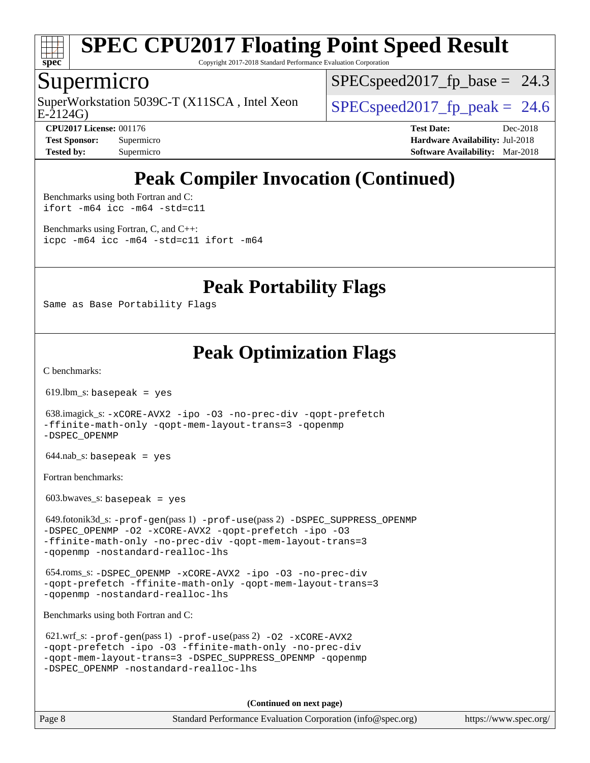# SPEC CPU2017 Floating Point Speed Result

Copyright 2017-2018 Standard Performance Evaluation Corporation

## Supermicro

SuperWorkstation 5039C-T (X11SCA , Intel Xeon E-2124G)

SPECspeed2017_fp_base = 24.3

SPECspeed2017_fp_peak = 24.6

**CPU2017 License:** 001176
**Test Sponsor:** Supermicro
**Tested by:** Supermicro

**Test Date:** Dec-2018
**Hardware Availability:** Jul-2018
**Software Availability:** Mar-2018

## Peak Compiler Invocation (Continued)

Benchmarks using both Fortran and C:
```
ifort -m64 icc -m64 -std=c11
```

Benchmarks using Fortran, C, and C++:
```
icpc -m64 icc -m64 -std=c11 ifort -m64
```

## Peak Portability Flags

Same as Base Portability Flags

## Peak Optimization Flags

C benchmarks:

619.lbm_s: `basepeak = yes`

638.imagick_s: `-xCORE-AVX2 -ipo -O3 -no-prec-div -qopt-prefetch -ffinite-math-only -qopt-mem-layout-trans=3 -qopenmp -DSPEC_OPENMP`

644.nab_s: `basepeak = yes`

Fortran benchmarks:

603.bwaves_s: `basepeak = yes`

649.fotonik3d_s: `-prof-gen`(pass 1) `-prof-use`(pass 2) `-DSPEC_SUPPRESS_OPENMP -DSPEC_OPENMP -O2 -xCORE-AVX2 -qopt-prefetch -ipo -O3 -ffinite-math-only -no-prec-div -qopt-mem-layout-trans=3 -qopenmp -nostandard-realloc-lhs`

654.roms_s: `-DSPEC_OPENMP -xCORE-AVX2 -ipo -O3 -no-prec-div -qopt-prefetch -ffinite-math-only -qopt-mem-layout-trans=3 -qopenmp -nostandard-realloc-lhs`

Benchmarks using both Fortran and C:

621.wrf_s: `-prof-gen`(pass 1) `-prof-use`(pass 2) `-O2 -xCORE-AVX2 -qopt-prefetch -ipo -O3 -ffinite-math-only -no-prec-div -qopt-mem-layout-trans=3 -DSPEC_SUPPRESS_OPENMP -qopenmp -DSPEC_OPENMP -nostandard-realloc-lhs`

**(Continued on next page)**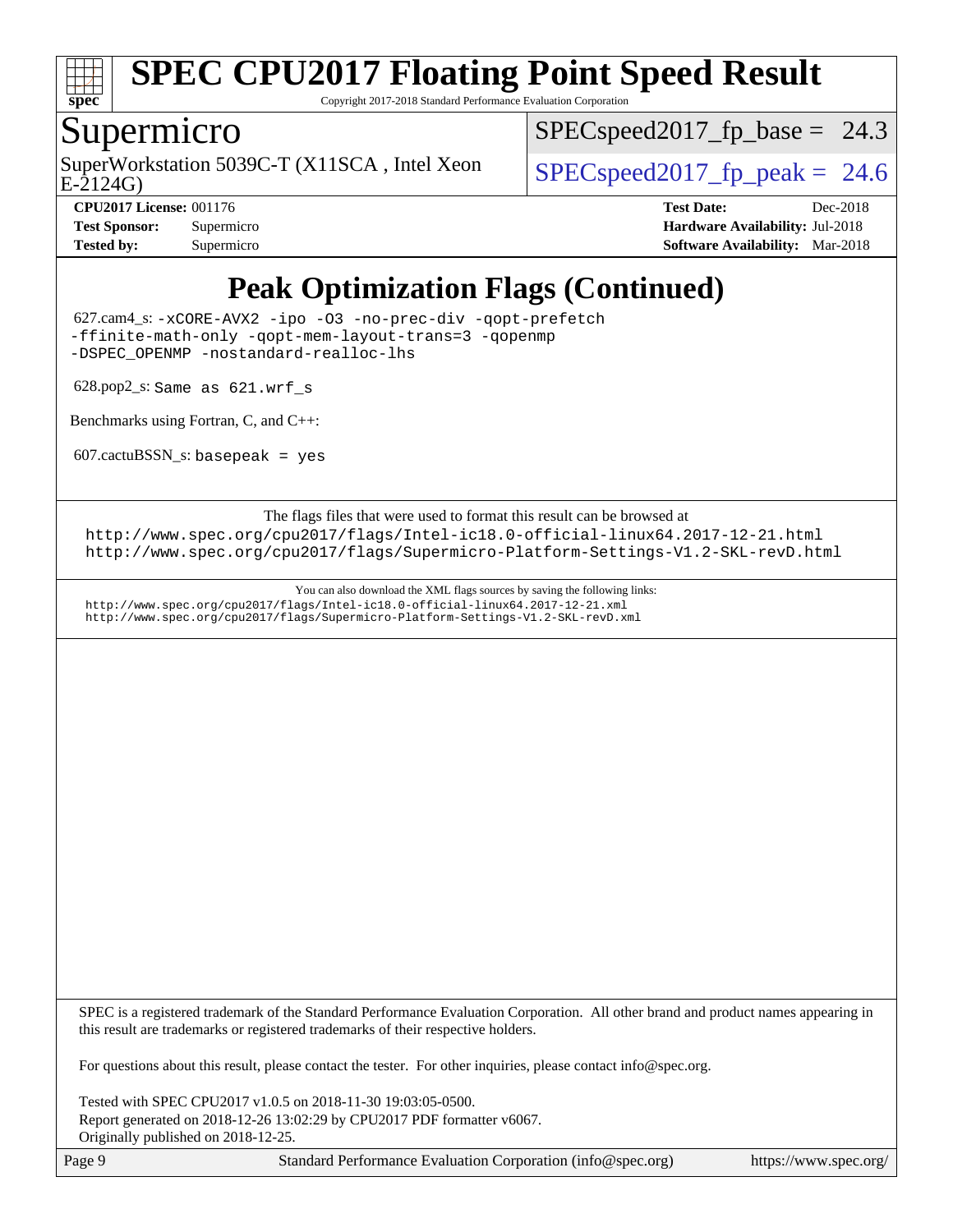# Peak Optimization Flags (Continued)

627.cam4_s: `-xCORE-AVX2 -ipo -O3 -no-prec-div -qopt-prefetch -ffinite-math-only -qopt-mem-layout-trans=3 -qopenmp -DSPEC_OPENMP -nostandard-realloc-lhs`

628.pop2_s: `Same as 621.wrf_s`

Benchmarks using Fortran, C, and C++:

607.cactuBSSN_s: `basepeak = yes`

The flags files that were used to format this result can be browsed at

http://www.spec.org/cpu2017/flags/Intel-ic18.0-official-linux64.2017-12-21.html
http://www.spec.org/cpu2017/flags/Supermicro-Platform-Settings-V1.2-SKL-revD.html

You can also download the XML flags sources by saving the following links:

http://www.spec.org/cpu2017/flags/Intel-ic18.0-official-linux64.2017-12-21.xml
http://www.spec.org/cpu2017/flags/Supermicro-Platform-Settings-V1.2-SKL-revD.xml

SPEC is a registered trademark of the Standard Performance Evaluation Corporation. All other brand and product names appearing in this result are trademarks or registered trademarks of their respective holders.

For questions about this result, please contact the tester. For other inquiries, please contact info@spec.org.

Tested with SPEC CPU2017 v1.0.5 on 2018-11-30 19:03:05-0500.
Report generated on 2018-12-26 13:02:29 by CPU2017 PDF formatter v6067.
Originally published on 2018-12-25.